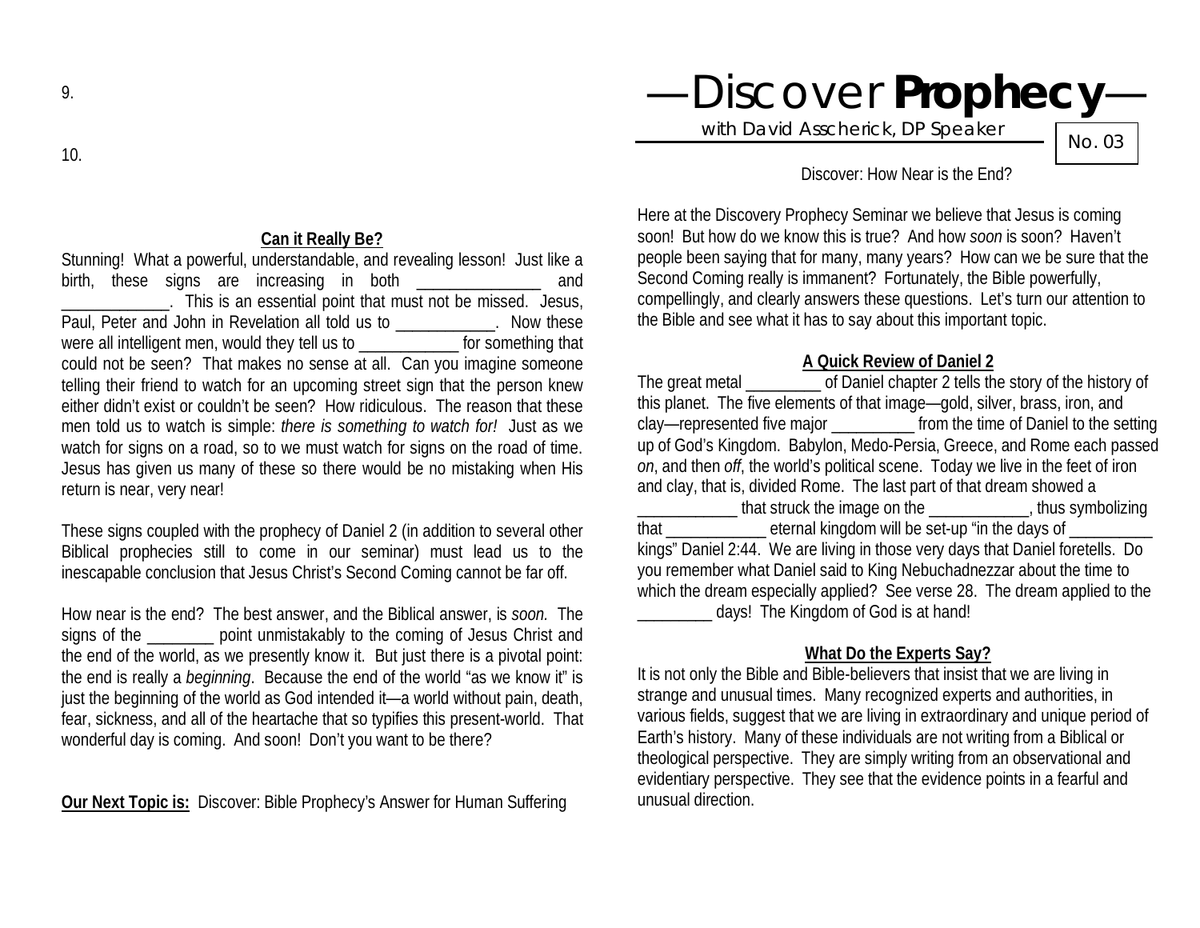9.

10.

## Can it Really Be?

Stunning! What a powerful, understandable, and revealing lesson! Just like a birth, these signs are increasing in both _______________ and _____________. This is an essential point that must not be missed. Jesus, Paul, Peter and John in Revelation all told us to ____________. Now these were all intelligent men, would they tell us to ____________ for something that could not be seen? That makes no sense at all. Can you imagine someone telling their friend to watch for an upcoming street sign that the person knew either didn't exist or couldn't be seen? How ridiculous. The reason that these men told us to watch is simple: *there is something to watch for!* Just as we watch for signs on a road, so to we must watch for signs on the road of time. Jesus has given us many of these so there would be no mistaking when His return is near, very near!

These signs coupled with the prophecy of Daniel 2 (in addition to several other Biblical prophecies still to come in our seminar) must lead us to the inescapable conclusion that Jesus Christ's Second Coming cannot be far off.

How near is the end? The best answer, and the Biblical answer, is *soon.* The signs of the ________ point unmistakably to the coming of Jesus Christ and the end of the world, as we presently know it. But just there is a pivotal point: the end is really a *beginning*. Because the end of the world "as we know it" is just the beginning of the world as God intended it—a world without pain, death, fear, sickness, and all of the heartache that so typifies this present-world. That wonderful day is coming. And soon! Don't you want to be there?

**Our Next Topic is:** Discover: Bible Prophecy's Answer for Human Suffering

# —Discover **Prophecy**—

with David Asscherick, DP Speaker

No. 03

Discover: How Near is the End?

Here at the Discovery Prophecy Seminar we believe that Jesus is coming soon! But how do we know this is true? And how *soon* is soon? Haven't people been saying that for many, many years? How can we be sure that the Second Coming really is immanent? Fortunately, the Bible powerfully, compellingly, and clearly answers these questions. Let's turn our attention to the Bible and see what it has to say about this important topic.

## A Quick Review of Daniel 2

The great metal _________ of Daniel chapter 2 tells the story of the history of this planet. The five elements of that image—gold, silver, brass, iron, and clay—represented five major __________ from the time of Daniel to the setting up of God's Kingdom. Babylon, Medo-Persia, Greece, and Rome each passed *on*, and then *off*, the world's political scene. Today we live in the feet of iron and clay, that is, divided Rome. The last part of that dream showed a ____________ that struck the image on the ____________, thus symbolizing that ____________ eternal kingdom will be set-up "in the days of __________ kings" Daniel 2:44. We are living in those very days that Daniel foretells. Do you remember what Daniel said to King Nebuchadnezzar about the time to which the dream especially applied? See verse 28. The dream applied to the _________ days! The Kingdom of God is at hand!

## What Do the Experts Say?

It is not only the Bible and Bible-believers that insist that we are living in strange and unusual times. Many recognized experts and authorities, in various fields, suggest that we are living in extraordinary and unique period of Earth's history. Many of these individuals are not writing from a Biblical or theological perspective. They are simply writing from an observational and evidentiary perspective. They see that the evidence points in a fearful and unusual direction.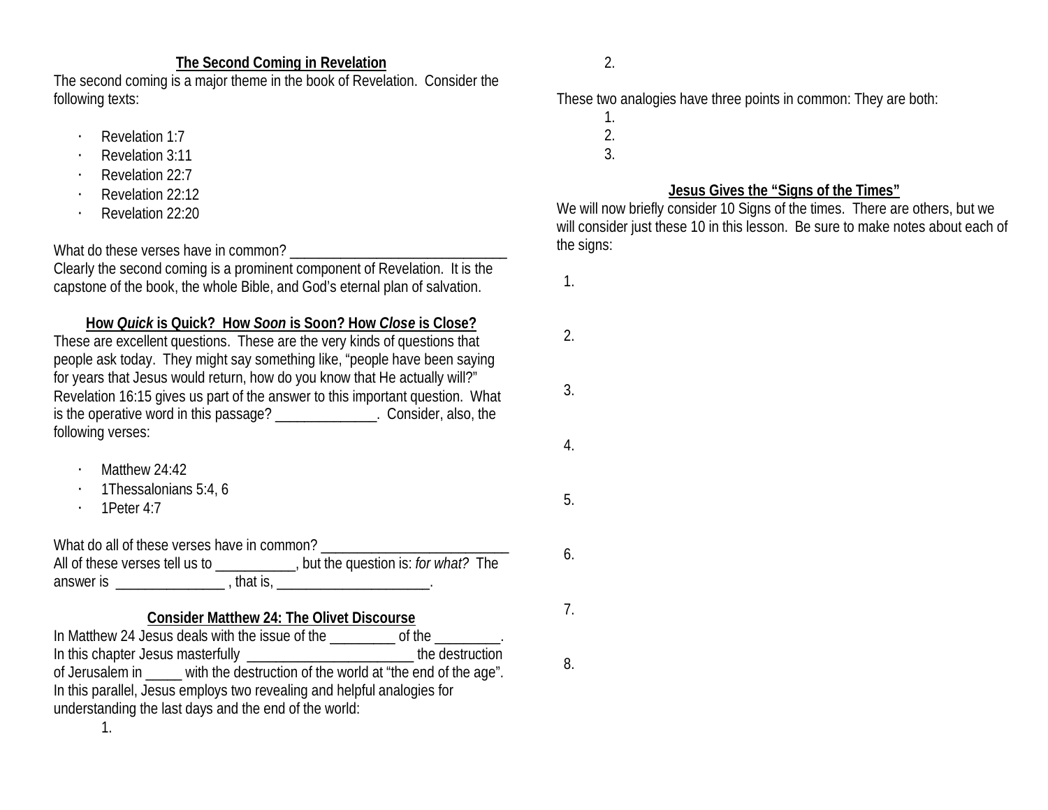## The Second Coming in Revelation

The second coming is a major theme in the book of Revelation. Consider the following texts:

- Revelation 1:7
- Revelation 3:11
- Revelation 22:7
- Revelation 22:12
- Revelation 22:20

What do these verses have in common? ____________________________
Clearly the second coming is a prominent component of Revelation. It is the capstone of the book, the whole Bible, and God's eternal plan of salvation.

## How *Quick* is Quick? How *Soon* is Soon? How *Close* is Close?

These are excellent questions. These are the very kinds of questions that people ask today. They might say something like, "people have been saying for years that Jesus would return, how do you know that He actually will?" Revelation 16:15 gives us part of the answer to this important question. What is the operative word in this passage? _____________. Consider, also, the following verses:

- Matthew 24:42
- 1Thessalonians 5:4, 6
- 1Peter 4:7

What do all of these verses have in common? ________________________
All of these verses tell us to __________, but the question is: *for what?* The answer is ______________ , that is, ____________________.

## Consider Matthew 24: The Olivet Discourse

In Matthew 24 Jesus deals with the issue of the ________ of the ________. In this chapter Jesus masterfully _____________________ the destruction of Jerusalem in _____ with the destruction of the world at "the end of the age". In this parallel, Jesus employs two revealing and helpful analogies for understanding the last days and the end of the world:

1.
2.

These two analogies have three points in common: They are both:

1.
2.
3.

## Jesus Gives the "Signs of the Times"

We will now briefly consider 10 Signs of the times. There are others, but we will consider just these 10 in this lesson. Be sure to make notes about each of the signs:

1.
2.
3.
4.
5.
6.
7.
8.